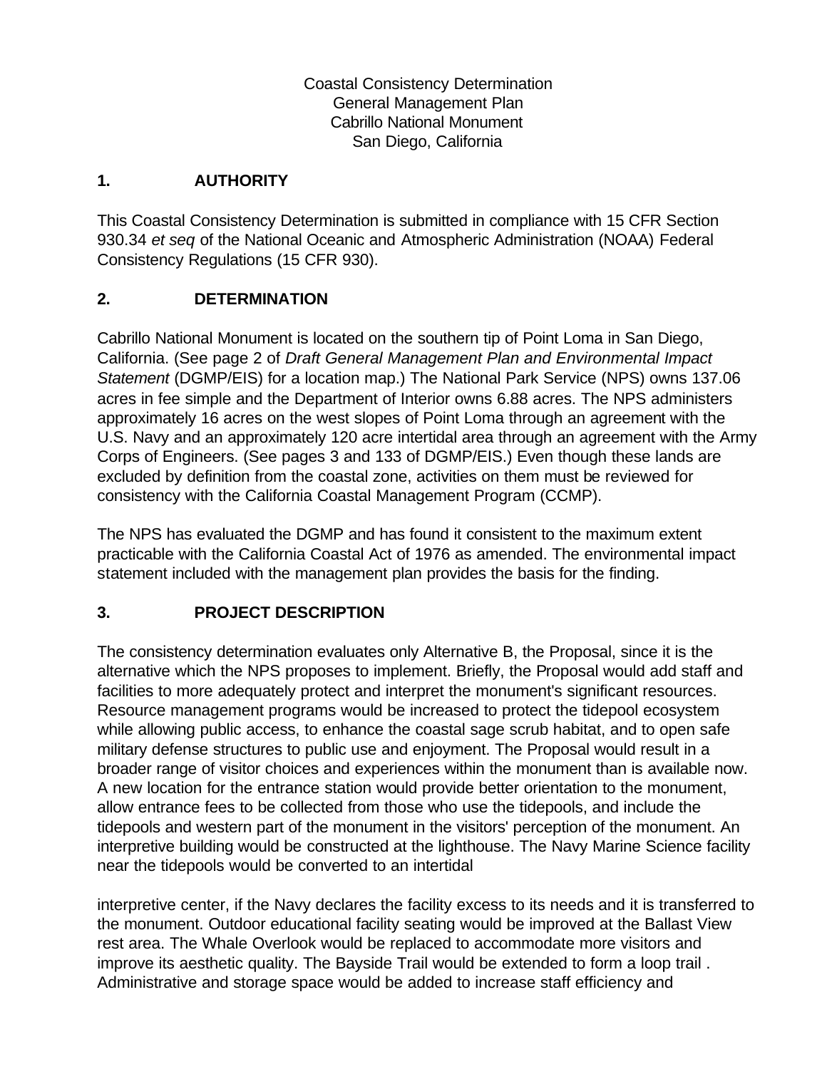Coastal Consistency Determination
General Management Plan
Cabrillo National Monument
San Diego, California

## 1. AUTHORITY

This Coastal Consistency Determination is submitted in compliance with 15 CFR Section 930.34 *et seq* of the National Oceanic and Atmospheric Administration (NOAA) Federal Consistency Regulations (15 CFR 930).

## 2. DETERMINATION

Cabrillo National Monument is located on the southern tip of Point Loma in San Diego, California. (See page 2 of *Draft General Management Plan and Environmental Impact Statement* (DGMP/EIS) for a location map.) The National Park Service (NPS) owns 137.06 acres in fee simple and the Department of Interior owns 6.88 acres. The NPS administers approximately 16 acres on the west slopes of Point Loma through an agreement with the U.S. Navy and an approximately 120 acre intertidal area through an agreement with the Army Corps of Engineers. (See pages 3 and 133 of DGMP/EIS.) Even though these lands are excluded by definition from the coastal zone, activities on them must be reviewed for consistency with the California Coastal Management Program (CCMP).

The NPS has evaluated the DGMP and has found it consistent to the maximum extent practicable with the California Coastal Act of 1976 as amended. The environmental impact statement included with the management plan provides the basis for the finding.

## 3. PROJECT DESCRIPTION

The consistency determination evaluates only Alternative B, the Proposal, since it is the alternative which the NPS proposes to implement. Briefly, the Proposal would add staff and facilities to more adequately protect and interpret the monument's significant resources. Resource management programs would be increased to protect the tidepool ecosystem while allowing public access, to enhance the coastal sage scrub habitat, and to open safe military defense structures to public use and enjoyment. The Proposal would result in a broader range of visitor choices and experiences within the monument than is available now. A new location for the entrance station would provide better orientation to the monument, allow entrance fees to be collected from those who use the tidepools, and include the tidepools and western part of the monument in the visitors' perception of the monument. An interpretive building would be constructed at the lighthouse. The Navy Marine Science facility near the tidepools would be converted to an intertidal interpretive center, if the Navy declares the facility excess to its needs and it is transferred to the monument. Outdoor educational facility seating would be improved at the Ballast View rest area. The Whale Overlook would be replaced to accommodate more visitors and improve its aesthetic quality. The Bayside Trail would be extended to form a loop trail . Administrative and storage space would be added to increase staff efficiency and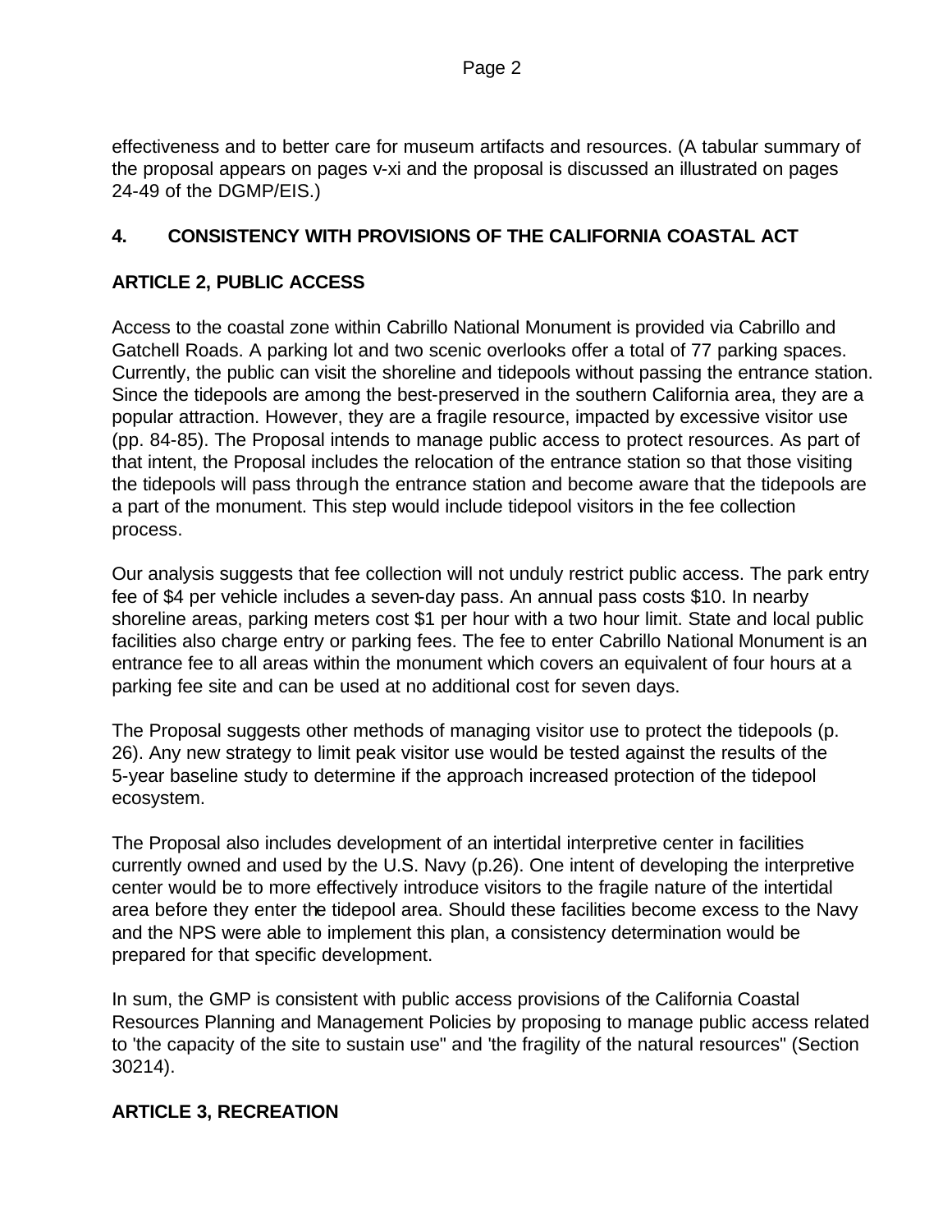effectiveness and to better care for museum artifacts and resources. (A tabular summary of the proposal appears on pages v-xi and the proposal is discussed an illustrated on pages 24-49 of the DGMP/EIS.)

## 4. CONSISTENCY WITH PROVISIONS OF THE CALIFORNIA COASTAL ACT

### ARTICLE 2, PUBLIC ACCESS

Access to the coastal zone within Cabrillo National Monument is provided via Cabrillo and Gatchell Roads. A parking lot and two scenic overlooks offer a total of 77 parking spaces. Currently, the public can visit the shoreline and tidepools without passing the entrance station. Since the tidepools are among the best-preserved in the southern California area, they are a popular attraction. However, they are a fragile resource, impacted by excessive visitor use (pp. 84-85). The Proposal intends to manage public access to protect resources. As part of that intent, the Proposal includes the relocation of the entrance station so that those visiting the tidepools will pass through the entrance station and become aware that the tidepools are a part of the monument. This step would include tidepool visitors in the fee collection process.

Our analysis suggests that fee collection will not unduly restrict public access. The park entry fee of $4 per vehicle includes a seven-day pass. An annual pass costs $10. In nearby shoreline areas, parking meters cost $1 per hour with a two hour limit. State and local public facilities also charge entry or parking fees. The fee to enter Cabrillo National Monument is an entrance fee to all areas within the monument which covers an equivalent of four hours at a parking fee site and can be used at no additional cost for seven days.

The Proposal suggests other methods of managing visitor use to protect the tidepools (p. 26). Any new strategy to limit peak visitor use would be tested against the results of the 5-year baseline study to determine if the approach increased protection of the tidepool ecosystem.

The Proposal also includes development of an intertidal interpretive center in facilities currently owned and used by the U.S. Navy (p.26). One intent of developing the interpretive center would be to more effectively introduce visitors to the fragile nature of the intertidal area before they enter the tidepool area. Should these facilities become excess to the Navy and the NPS were able to implement this plan, a consistency determination would be prepared for that specific development.

In sum, the GMP is consistent with public access provisions of the California Coastal Resources Planning and Management Policies by proposing to manage public access related to 'the capacity of the site to sustain use" and 'the fragility of the natural resources" (Section 30214).

### ARTICLE 3, RECREATION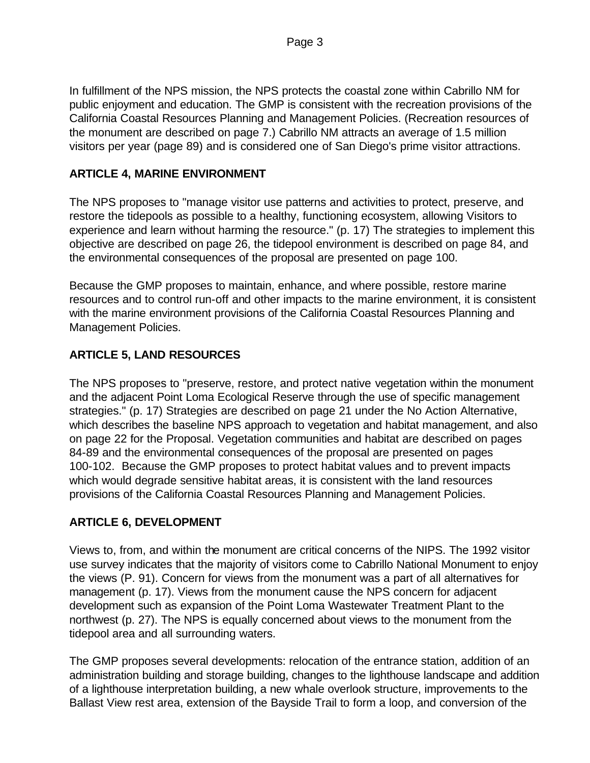In fulfillment of the NPS mission, the NPS protects the coastal zone within Cabrillo NM for public enjoyment and education. The GMP is consistent with the recreation provisions of the California Coastal Resources Planning and Management Policies. (Recreation resources of the monument are described on page 7.) Cabrillo NM attracts an average of 1.5 million visitors per year (page 89) and is considered one of San Diego's prime visitor attractions.

## ARTICLE 4, MARINE ENVIRONMENT

The NPS proposes to "manage visitor use patterns and activities to protect, preserve, and restore the tidepools as possible to a healthy, functioning ecosystem, allowing Visitors to experience and learn without harming the resource." (p. 17) The strategies to implement this objective are described on page 26, the tidepool environment is described on page 84, and the environmental consequences of the proposal are presented on page 100.

Because the GMP proposes to maintain, enhance, and where possible, restore marine resources and to control run-off and other impacts to the marine environment, it is consistent with the marine environment provisions of the California Coastal Resources Planning and Management Policies.

## ARTICLE 5, LAND RESOURCES

The NPS proposes to "preserve, restore, and protect native vegetation within the monument and the adjacent Point Loma Ecological Reserve through the use of specific management strategies." (p. 17) Strategies are described on page 21 under the No Action Alternative, which describes the baseline NPS approach to vegetation and habitat management, and also on page 22 for the Proposal. Vegetation communities and habitat are described on pages 84-89 and the environmental consequences of the proposal are presented on pages 100-102. Because the GMP proposes to protect habitat values and to prevent impacts which would degrade sensitive habitat areas, it is consistent with the land resources provisions of the California Coastal Resources Planning and Management Policies.

## ARTICLE 6, DEVELOPMENT

Views to, from, and within the monument are critical concerns of the NIPS. The 1992 visitor use survey indicates that the majority of visitors come to Cabrillo National Monument to enjoy the views (P. 91). Concern for views from the monument was a part of all alternatives for management (p. 17). Views from the monument cause the NPS concern for adjacent development such as expansion of the Point Loma Wastewater Treatment Plant to the northwest (p. 27). The NPS is equally concerned about views to the monument from the tidepool area and all surrounding waters.

The GMP proposes several developments: relocation of the entrance station, addition of an administration building and storage building, changes to the lighthouse landscape and addition of a lighthouse interpretation building, a new whale overlook structure, improvements to the Ballast View rest area, extension of the Bayside Trail to form a loop, and conversion of the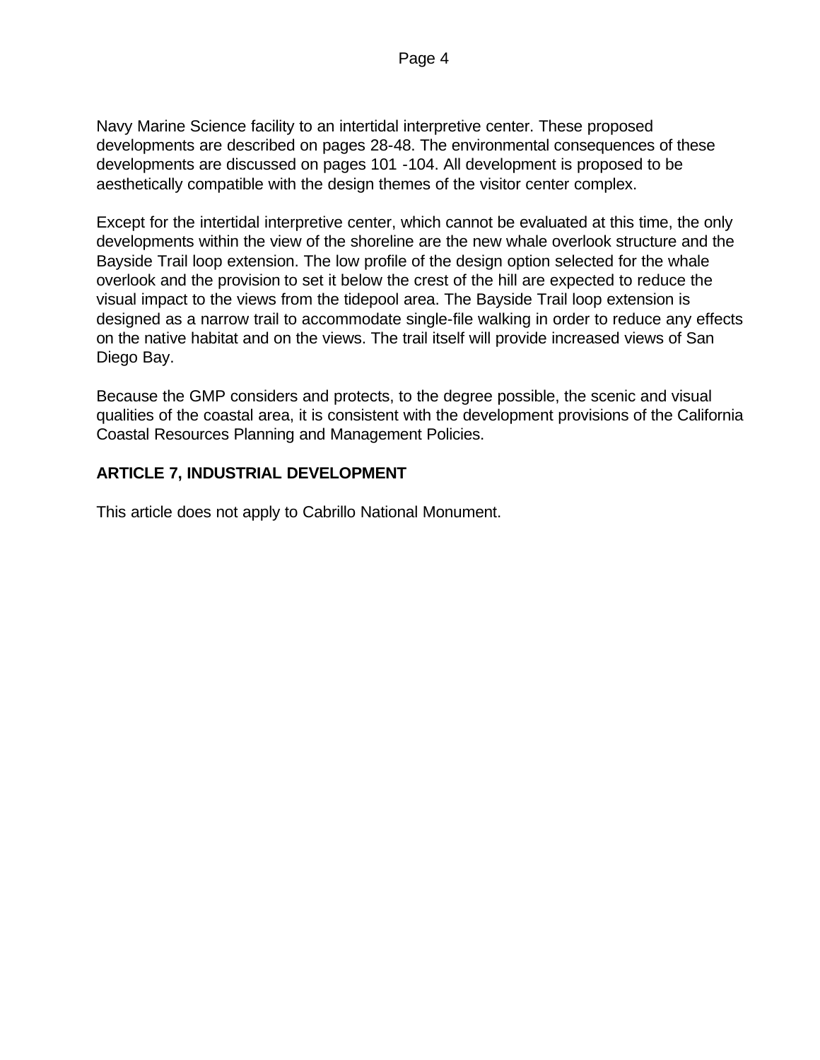Navy Marine Science facility to an intertidal interpretive center. These proposed developments are described on pages 28-48. The environmental consequences of these developments are discussed on pages 101 -104. All development is proposed to be aesthetically compatible with the design themes of the visitor center complex.

Except for the intertidal interpretive center, which cannot be evaluated at this time, the only developments within the view of the shoreline are the new whale overlook structure and the Bayside Trail loop extension. The low profile of the design option selected for the whale overlook and the provision to set it below the crest of the hill are expected to reduce the visual impact to the views from the tidepool area. The Bayside Trail loop extension is designed as a narrow trail to accommodate single-file walking in order to reduce any effects on the native habitat and on the views. The trail itself will provide increased views of San Diego Bay.

Because the GMP considers and protects, to the degree possible, the scenic and visual qualities of the coastal area, it is consistent with the development provisions of the California Coastal Resources Planning and Management Policies.

## ARTICLE 7, INDUSTRIAL DEVELOPMENT

This article does not apply to Cabrillo National Monument.